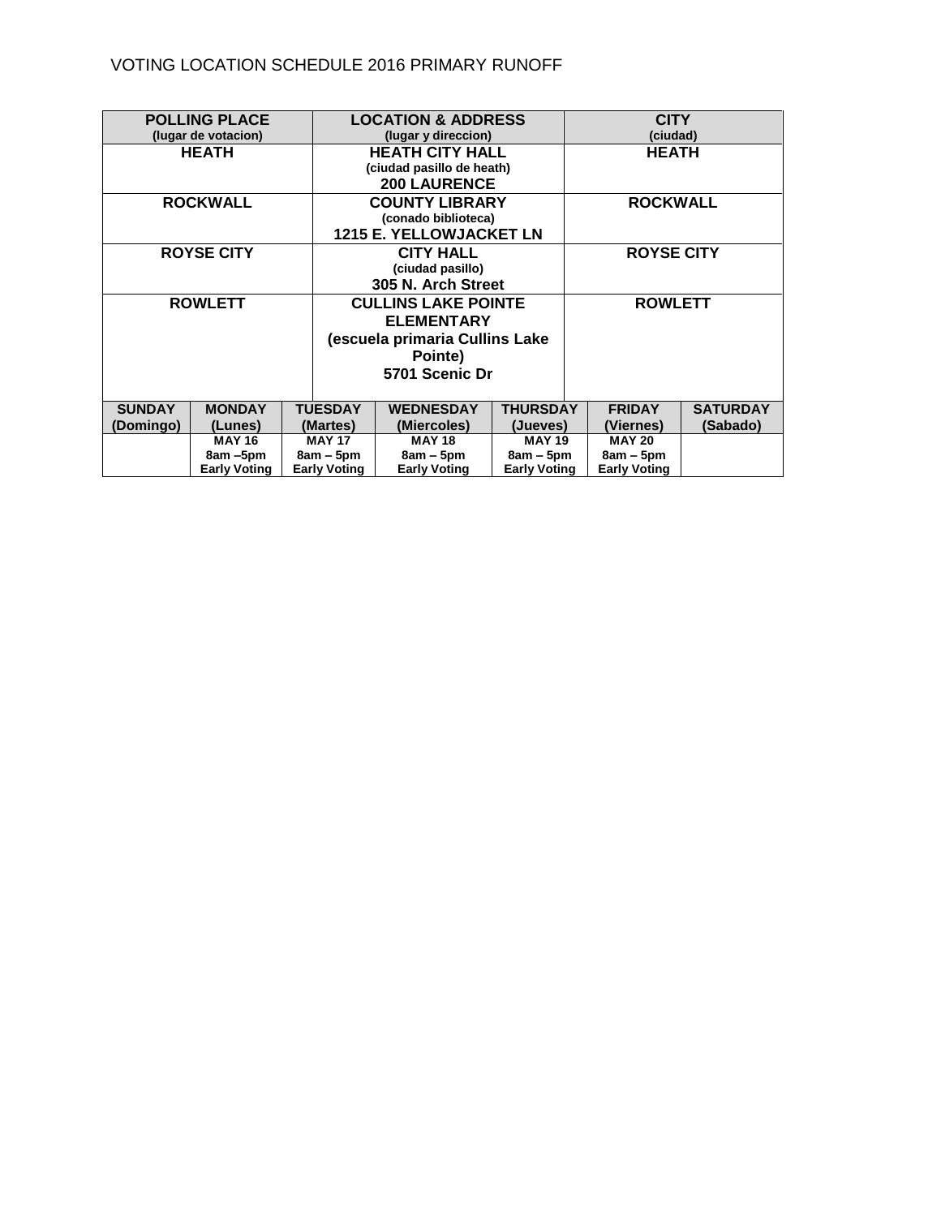VOTING LOCATION SCHEDULE 2016 PRIMARY RUNOFF

| POLLING PLACE (lugar de votacion) | LOCATION & ADDRESS (lugar y direccion) | CITY (ciudad) |
|---|---|---|
| **HEATH** | **HEATH CITY HALL** (ciudad pasillo de heath) **200 LAURENCE** | **HEATH** |
| **ROCKWALL** | **COUNTY LIBRARY** (conado biblioteca) **1215 E. YELLOWJACKET LN** | **ROCKWALL** |
| **ROYSE CITY** | **CITY HALL** (ciudad pasillo) **305 N. Arch Street** | **ROYSE CITY** |
| **ROWLETT** | **CULLINS LAKE POINTE ELEMENTARY (escuela primaria Cullins Lake Pointe) 5701 Scenic Dr** | **ROWLETT** |

| SUNDAY (Domingo) | MONDAY (Lunes) | TUESDAY (Martes) | WEDNESDAY (Miercoles) | THURSDAY (Jueves) | FRIDAY (Viernes) | SATURDAY (Sabado) |
|---|---|---|---|---|---|---|
| | MAY 16 8am –5pm Early Voting | MAY 17 8am – 5pm Early Voting | MAY 18 8am – 5pm Early Voting | MAY 19 8am – 5pm Early Voting | MAY 20 8am – 5pm Early Voting | |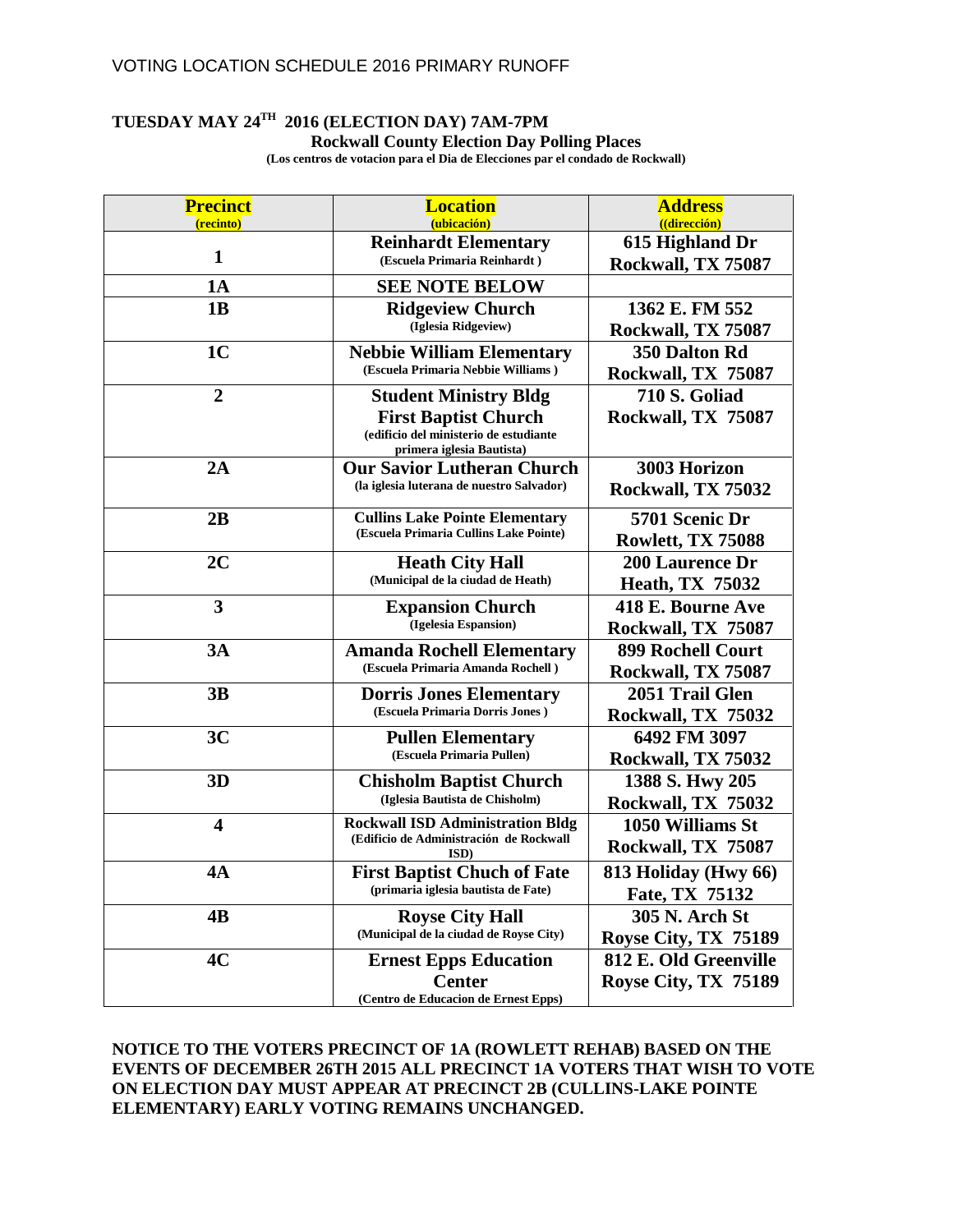VOTING LOCATION SCHEDULE 2016 PRIMARY RUNOFF

**TUESDAY MAY 24[TH] 2016 (ELECTION DAY) 7AM-7PM**

**Rockwall County Election Day Polling Places**

**(Los centros de votacion para el Dia de Elecciones par el condado de Rockwall)**

| **Precinct** (recinto) | **Location** (ubicación) | **Address** ((dirección) |
|---|---|---|
| **1** | **Reinhardt Elementary** (Escuela Primaria Reinhardt ) | **615 Highland Dr Rockwall, TX 75087** |
| **1A** | **SEE NOTE BELOW** | |
| **1B** | **Ridgeview Church** (Iglesia Ridgeview) | **1362 E. FM 552 Rockwall, TX 75087** |
| **1C** | **Nebbie William Elementary** (Escuela Primaria Nebbie Williams ) | **350 Dalton Rd Rockwall, TX 75087** |
| **2** | **Student Ministry Bldg First Baptist Church** (edificio del ministerio de estudiante primera iglesia Bautista) | **710 S. Goliad Rockwall, TX 75087** |
| **2A** | **Our Savior Lutheran Church** (la iglesia luterana de nuestro Salvador) | **3003 Horizon Rockwall, TX 75032** |
| **2B** | **Cullins Lake Pointe Elementary** (Escuela Primaria Cullins Lake Pointe) | **5701 Scenic Dr Rowlett, TX 75088** |
| **2C** | **Heath City Hall** (Municipal de la ciudad de Heath) | **200 Laurence Dr Heath, TX 75032** |
| **3** | **Expansion Church** (Igelesia Espansion) | **418 E. Bourne Ave Rockwall, TX 75087** |
| **3A** | **Amanda Rochell Elementary** (Escuela Primaria Amanda Rochell ) | **899 Rochell Court Rockwall, TX 75087** |
| **3B** | **Dorris Jones Elementary** (Escuela Primaria Dorris Jones ) | **2051 Trail Glen Rockwall, TX 75032** |
| **3C** | **Pullen Elementary** (Escuela Primaria Pullen) | **6492 FM 3097 Rockwall, TX 75032** |
| **3D** | **Chisholm Baptist Church** (Iglesia Bautista de Chisholm) | **1388 S. Hwy 205 Rockwall, TX 75032** |
| **4** | **Rockwall ISD Administration Bldg** (Edificio de Administración de Rockwall ISD) | **1050 Williams St Rockwall, TX 75087** |
| **4A** | **First Baptist Chuch of Fate** (primaria iglesia bautista de Fate) | **813 Holiday (Hwy 66) Fate, TX 75132** |
| **4B** | **Royse City Hall** (Municipal de la ciudad de Royse City) | **305 N. Arch St Royse City, TX 75189** |
| **4C** | **Ernest Epps Education Center** (Centro de Educacion de Ernest Epps) | **812 E. Old Greenville Royse City, TX 75189** |

**NOTICE TO THE VOTERS PRECINCT OF 1A (ROWLETT REHAB) BASED ON THE EVENTS OF DECEMBER 26TH 2015 ALL PRECINCT 1A VOTERS THAT WISH TO VOTE ON ELECTION DAY MUST APPEAR AT PRECINCT 2B (CULLINS-LAKE POINTE ELEMENTARY) EARLY VOTING REMAINS UNCHANGED.**